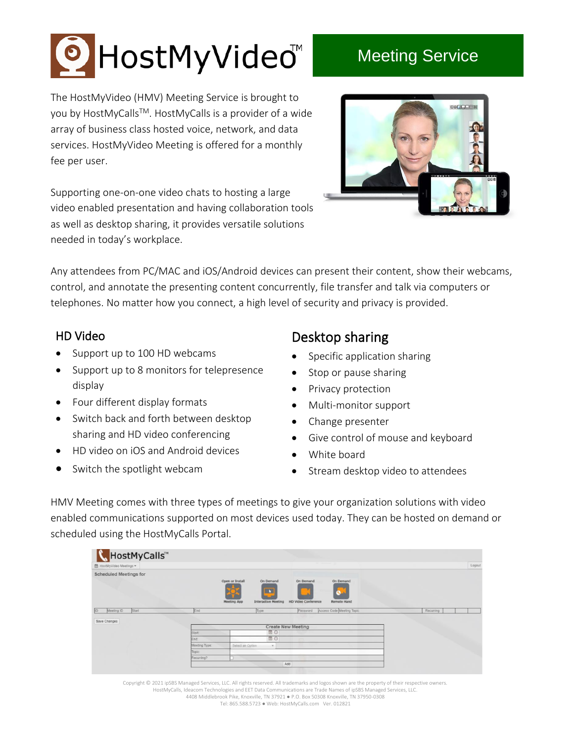# HostMyVideo™

## Meeting Service

The HostMyVideo (HMV) Meeting Service is brought to you by HostMyCalls™. HostMyCalls is a provider of a wide array of business class hosted voice, network, and data services. HostMyVideo Meeting is offered for a monthly fee per user.

Supporting one-on-one video chats to hosting a large video enabled presentation and having collaboration tools as well as desktop sharing, it provides versatile solutions needed in today's workplace.

Any attendees from PC/MAC and iOS/Android devices can present their content, show their webcams, control, and annotate the presenting content concurrently, file transfer and talk via computers or telephones. No matter how you connect, a high level of security and privacy is provided.

### HD Video

- Support up to 100 HD webcams
- Support up to 8 monitors for telepresence display
- Four different display formats
- Switch back and forth between desktop sharing and HD video conferencing
- HD video on iOS and Android devices
- Switch the spotlight webcam

### Desktop sharing

- Specific application sharing
- Stop or pause sharing
- Privacy protection
- Multi-monitor support
- Change presenter
- Give control of mouse and keyboard
- White board
- Stream desktop video to attendees

HMV Meeting comes with three types of meetings to give your organization solutions with video enabled communications supported on most devices used today. They can be hosted on demand or scheduled using the HostMyCalls Portal.

Copyright © 2021 ipSBS Managed Services, LLC. All rights reserved. All trademarks and logos shown are the property of their respective owners.
HostMyCalls, Ideacom Technologies and EET Data Communications are Trade Names of ipSBS Managed Services, LLC.
4408 Middlebrook Pike, Knoxville, TN 37921 ● P.O. Box 50308 Knoxville, TN 37950-0308
Tel: 865.588.5723 ● Web: HostMyCalls.com Ver. 012821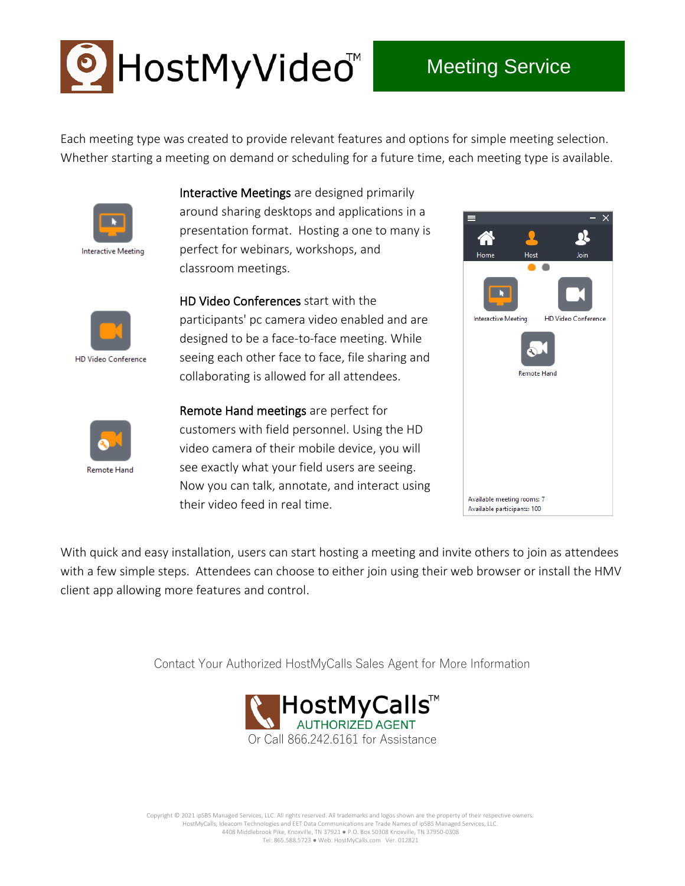# HostMyVideo™ — Meeting Service

Each meeting type was created to provide relevant features and options for simple meeting selection. Whether starting a meeting on demand or scheduling for a future time, each meeting type is available.

Interactive Meeting

**Interactive Meetings** are designed primarily around sharing desktops and applications in a presentation format. Hosting a one to many is perfect for webinars, workshops, and classroom meetings.

HD Video Conference

**HD Video Conferences** start with the participants' pc camera video enabled and are designed to be a face-to-face meeting. While seeing each other face to face, file sharing and collaborating is allowed for all attendees.

Remote Hand

**Remote Hand meetings** are perfect for customers with field personnel. Using the HD video camera of their mobile device, you will see exactly what your field users are seeing. Now you can talk, annotate, and interact using their video feed in real time.

Home
Host
Join
Interactive Meeting
HD Video Conference
Remote Hand
Available meeting rooms: 7
Available participants: 100

With quick and easy installation, users can start hosting a meeting and invite others to join as attendees with a few simple steps. Attendees can choose to either join using their web browser or install the HMV client app allowing more features and control.

Contact Your Authorized HostMyCalls Sales Agent for More Information

HostMyCalls™
AUTHORIZED AGENT
Or Call 866.242.6161 for Assistance

Copyright © 2021 ipSBS Managed Services, LLC. All rights reserved. All trademarks and logos shown are the property of their respective owners.
HostMyCalls, Ideacom Technologies and EET Data Communications are Trade Names of ipSBS Managed Services, LLC.
4408 Middlebrook Pike, Knoxville, TN 37921 ● P.O. Box 50308 Knoxville, TN 37950-0308
Tel: 865.588.5723 ● Web: HostMyCalls.com Ver. 012821